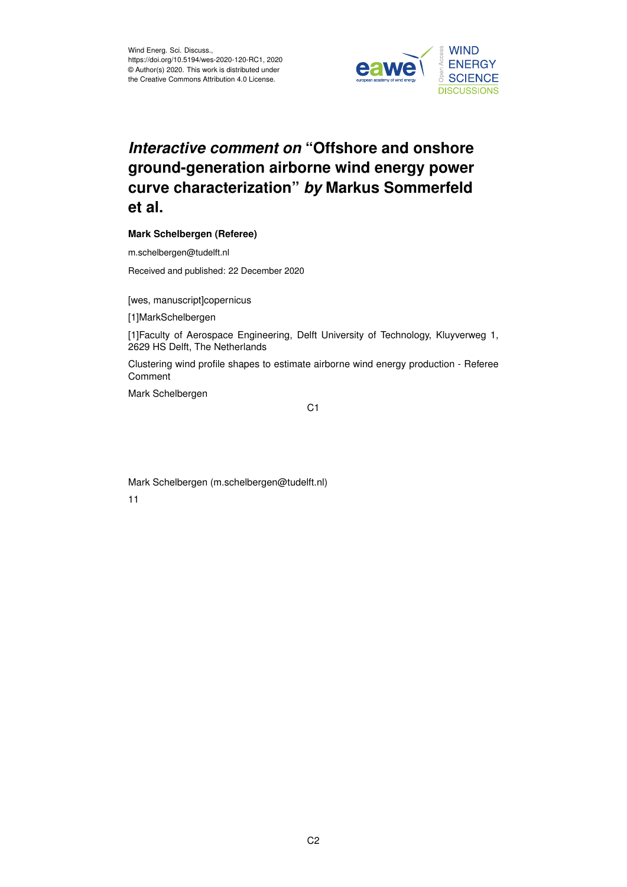Wind Energ. Sci. Discuss.,
https://doi.org/10.5194/wes-2020-120-RC1, 2020
© Author(s) 2020. This work is distributed under
the Creative Commons Attribution 4.0 License.

# *Interactive comment on* "Offshore and onshore ground-generation airborne wind energy power curve characterization" *by* Markus Sommerfeld et al.

**Mark Schelbergen (Referee)**

m.schelbergen@tudelft.nl

Received and published: 22 December 2020

[wes, manuscript]copernicus

[1]MarkSchelbergen

[1]Faculty of Aerospace Engineering, Delft University of Technology, Kluyverweg 1, 2629 HS Delft, The Netherlands

Clustering wind profile shapes to estimate airborne wind energy production - Referee Comment

Mark Schelbergen

Mark Schelbergen (m.schelbergen@tudelft.nl)

11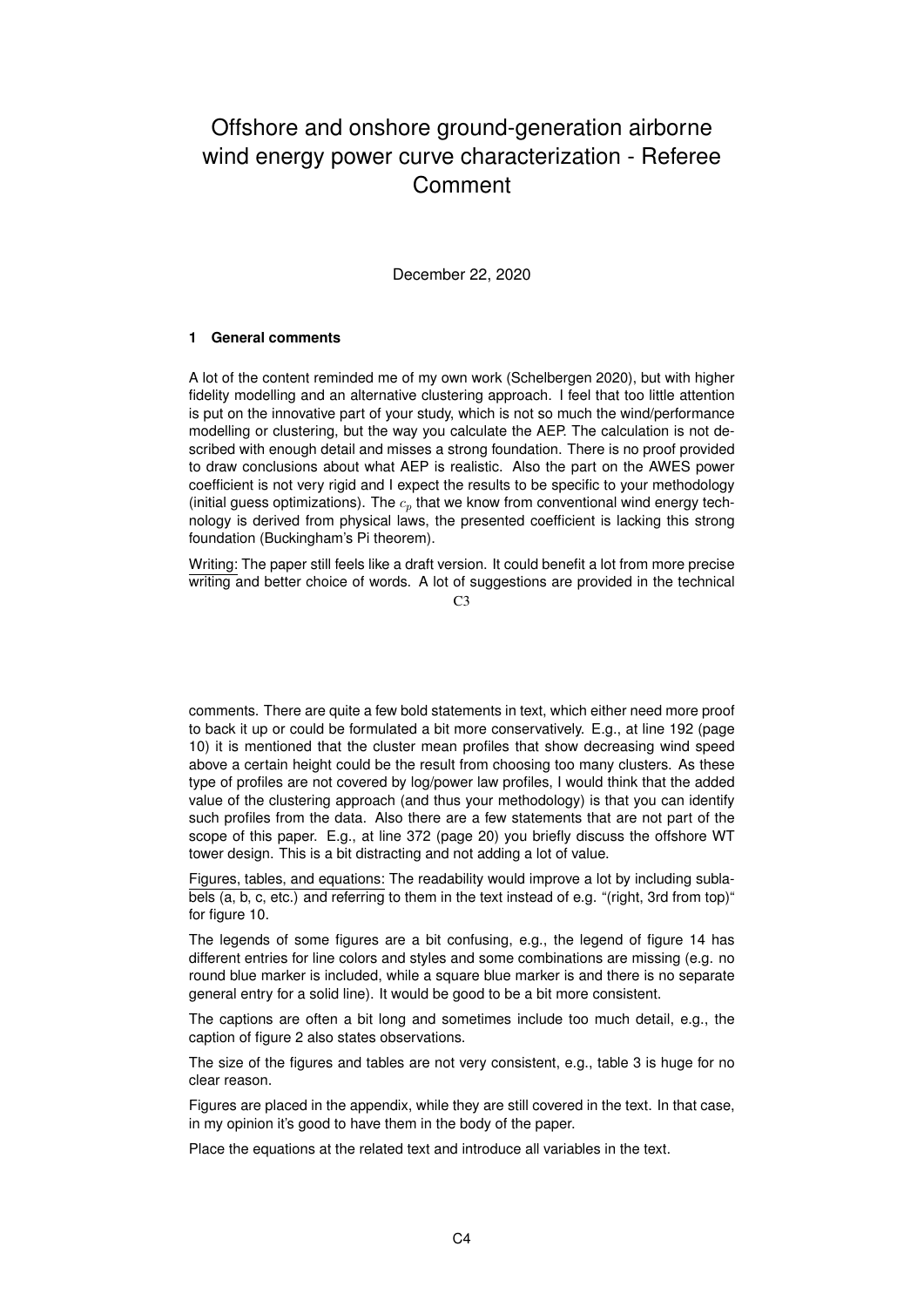# Offshore and onshore ground-generation airborne wind energy power curve characterization - Referee Comment

December 22, 2020

### 1 General comments

A lot of the content reminded me of my own work (Schelbergen 2020), but with higher fidelity modelling and an alternative clustering approach. I feel that too little attention is put on the innovative part of your study, which is not so much the wind/performance modelling or clustering, but the way you calculate the AEP. The calculation is not described with enough detail and misses a strong foundation. There is no proof provided to draw conclusions about what AEP is realistic. Also the part on the AWES power coefficient is not very rigid and I expect the results to be specific to your methodology (initial guess optimizations). The $c_p$ that we know from conventional wind energy technology is derived from physical laws, the presented coefficient is lacking this strong foundation (Buckingham's Pi theorem).

Writing: The paper still feels like a draft version. It could benefit a lot from more precise writing and better choice of words. A lot of suggestions are provided in the technical comments. There are quite a few bold statements in text, which either need more proof to back it up or could be formulated a bit more conservatively. E.g., at line 192 (page 10) it is mentioned that the cluster mean profiles that show decreasing wind speed above a certain height could be the result from choosing too many clusters. As these type of profiles are not covered by log/power law profiles, I would think that the added value of the clustering approach (and thus your methodology) is that you can identify such profiles from the data. Also there are a few statements that are not part of the scope of this paper. E.g., at line 372 (page 20) you briefly discuss the offshore WT tower design. This is a bit distracting and not adding a lot of value.

Figures, tables, and equations: The readability would improve a lot by including sublabels (a, b, c, etc.) and referring to them in the text instead of e.g. "(right, 3rd from top)" for figure 10.

The legends of some figures are a bit confusing, e.g., the legend of figure 14 has different entries for line colors and styles and some combinations are missing (e.g. no round blue marker is included, while a square blue marker is and there is no separate general entry for a solid line). It would be good to be a bit more consistent.

The captions are often a bit long and sometimes include too much detail, e.g., the caption of figure 2 also states observations.

The size of the figures and tables are not very consistent, e.g., table 3 is huge for no clear reason.

Figures are placed in the appendix, while they are still covered in the text. In that case, in my opinion it's good to have them in the body of the paper.

Place the equations at the related text and introduce all variables in the text.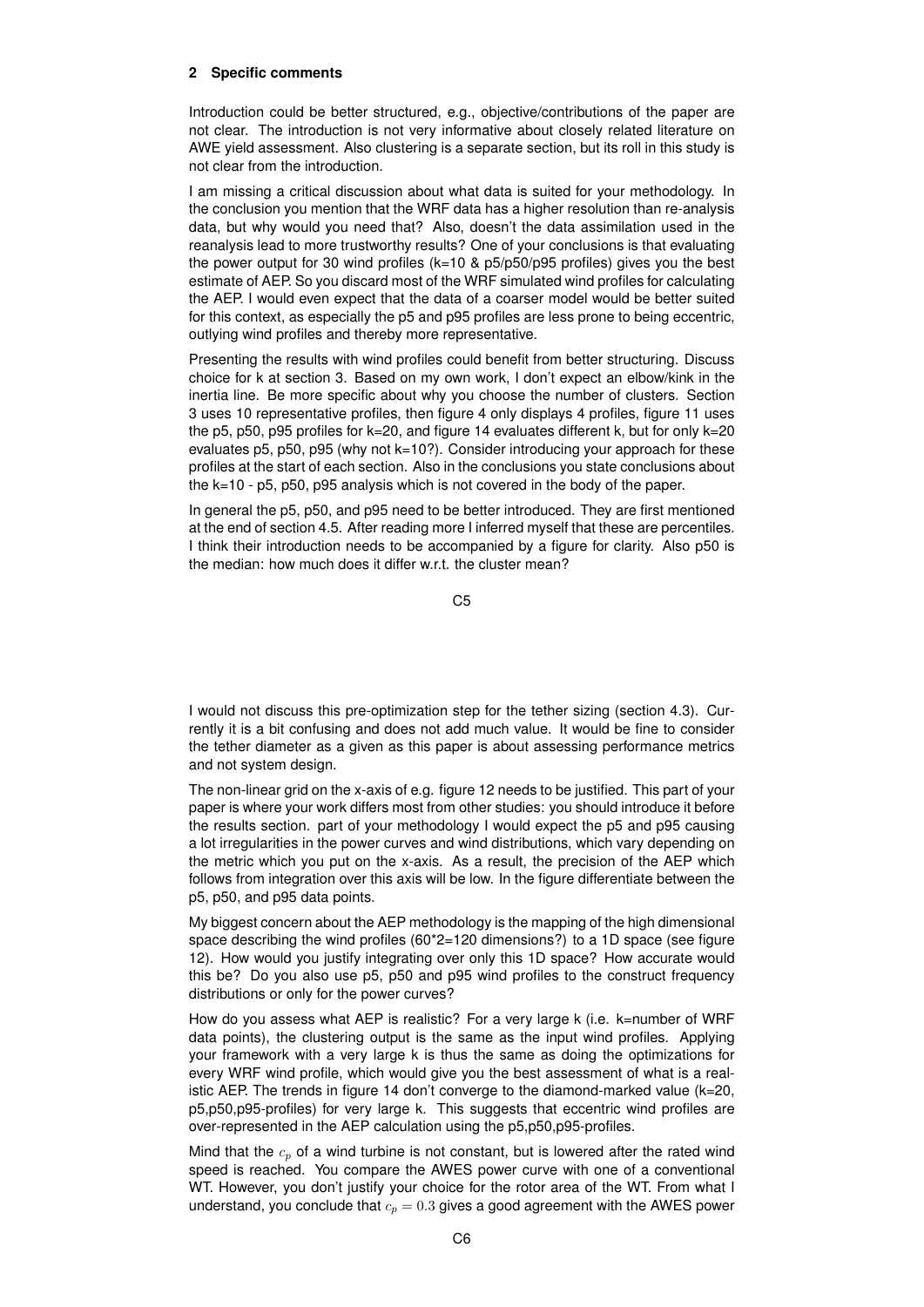## 2 Specific comments

Introduction could be better structured, e.g., objective/contributions of the paper are not clear. The introduction is not very informative about closely related literature on AWE yield assessment. Also clustering is a separate section, but its roll in this study is not clear from the introduction.

I am missing a critical discussion about what data is suited for your methodology. In the conclusion you mention that the WRF data has a higher resolution than re-analysis data, but why would you need that? Also, doesn't the data assimilation used in the reanalysis lead to more trustworthy results? One of your conclusions is that evaluating the power output for 30 wind profiles (k=10 & p5/p50/p95 profiles) gives you the best estimate of AEP. So you discard most of the WRF simulated wind profiles for calculating the AEP. I would even expect that the data of a coarser model would be better suited for this context, as especially the p5 and p95 profiles are less prone to being eccentric, outlying wind profiles and thereby more representative.

Presenting the results with wind profiles could benefit from better structuring. Discuss choice for k at section 3. Based on my own work, I don't expect an elbow/kink in the inertia line. Be more specific about why you choose the number of clusters. Section 3 uses 10 representative profiles, then figure 4 only displays 4 profiles, figure 11 uses the p5, p50, p95 profiles for k=20, and figure 14 evaluates different k, but for only k=20 evaluates p5, p50, p95 (why not k=10?). Consider introducing your approach for these profiles at the start of each section. Also in the conclusions you state conclusions about the k=10 - p5, p50, p95 analysis which is not covered in the body of the paper.

In general the p5, p50, and p95 need to be better introduced. They are first mentioned at the end of section 4.5. After reading more I inferred myself that these are percentiles. I think their introduction needs to be accompanied by a figure for clarity. Also p50 is the median: how much does it differ w.r.t. the cluster mean?

I would not discuss this pre-optimization step for the tether sizing (section 4.3). Currently it is a bit confusing and does not add much value. It would be fine to consider the tether diameter as a given as this paper is about assessing performance metrics and not system design.

The non-linear grid on the x-axis of e.g. figure 12 needs to be justified. This part of your paper is where your work differs most from other studies: you should introduce it before the results section. part of your methodology I would expect the p5 and p95 causing a lot irregularities in the power curves and wind distributions, which vary depending on the metric which you put on the x-axis. As a result, the precision of the AEP which follows from integration over this axis will be low. In the figure differentiate between the p5, p50, and p95 data points.

My biggest concern about the AEP methodology is the mapping of the high dimensional space describing the wind profiles (60*2=120 dimensions?) to a 1D space (see figure 12). How would you justify integrating over only this 1D space? How accurate would this be? Do you also use p5, p50 and p95 wind profiles to the construct frequency distributions or only for the power curves?

How do you assess what AEP is realistic? For a very large k (i.e. k=number of WRF data points), the clustering output is the same as the input wind profiles. Applying your framework with a very large k is thus the same as doing the optimizations for every WRF wind profile, which would give you the best assessment of what is a realistic AEP. The trends in figure 14 don't converge to the diamond-marked value (k=20, p5,p50,p95-profiles) for very large k. This suggests that eccentric wind profiles are over-represented in the AEP calculation using the p5,p50,p95-profiles.

Mind that the $c_p$ of a wind turbine is not constant, but is lowered after the rated wind speed is reached. You compare the AWES power curve with one of a conventional WT. However, you don't justify your choice for the rotor area of the WT. From what I understand, you conclude that $c_p = 0.3$ gives a good agreement with the AWES power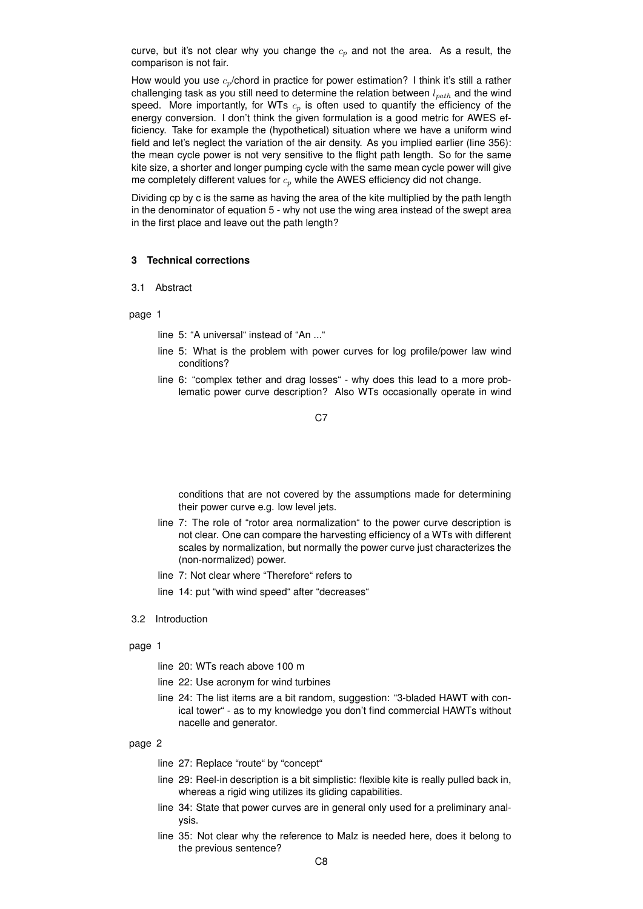curve, but it's not clear why you change the $c_p$ and not the area. As a result, the comparison is not fair.

How would you use $c_p$/chord in practice for power estimation? I think it's still a rather challenging task as you still need to determine the relation between $l_{path}$ and the wind speed. More importantly, for WTs $c_p$ is often used to quantify the efficiency of the energy conversion. I don't think the given formulation is a good metric for AWES efficiency. Take for example the (hypothetical) situation where we have a uniform wind field and let's neglect the variation of the air density. As you implied earlier (line 356): the mean cycle power is not very sensitive to the flight path length. So for the same kite size, a shorter and longer pumping cycle with the same mean cycle power will give me completely different values for $c_p$ while the AWES efficiency did not change.

Dividing cp by c is the same as having the area of the kite multiplied by the path length in the denominator of equation 5 - why not use the wing area instead of the swept area in the first place and leave out the path length?

## 3 Technical corrections

### 3.1 Abstract

page 1

- line 5: "A universal" instead of "An ..."
- line 5: What is the problem with power curves for log profile/power law wind conditions?
- line 6: "complex tether and drag losses" - why does this lead to a more problematic power curve description? Also WTs occasionally operate in wind conditions that are not covered by the assumptions made for determining their power curve e.g. low level jets.
- line 7: The role of "rotor area normalization" to the power curve description is not clear. One can compare the harvesting efficiency of a WTs with different scales by normalization, but normally the power curve just characterizes the (non-normalized) power.
- line 7: Not clear where "Therefore" refers to
- line 14: put "with wind speed" after "decreases"

### 3.2 Introduction

page 1

- line 20: WTs reach above 100 m
- line 22: Use acronym for wind turbines
- line 24: The list items are a bit random, suggestion: "3-bladed HAWT with conical tower" - as to my knowledge you don't find commercial HAWTs without nacelle and generator.

page 2

- line 27: Replace "route" by "concept"
- line 29: Reel-in description is a bit simplistic: flexible kite is really pulled back in, whereas a rigid wing utilizes its gliding capabilities.
- line 34: State that power curves are in general only used for a preliminary analysis.
- line 35: Not clear why the reference to Malz is needed here, does it belong to the previous sentence?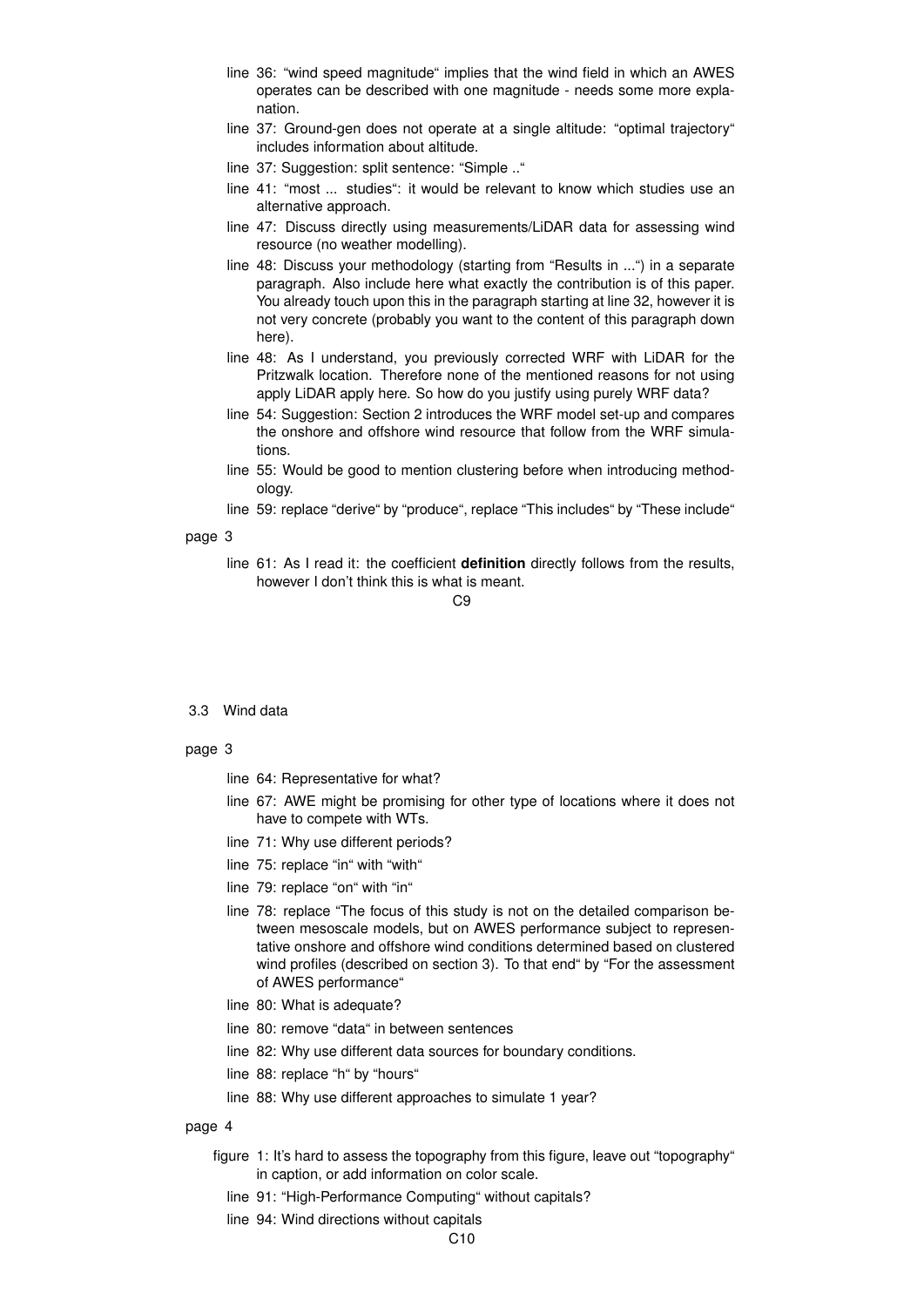- line 36: "wind speed magnitude" implies that the wind field in which an AWES operates can be described with one magnitude - needs some more explanation.
- line 37: Ground-gen does not operate at a single altitude: "optimal trajectory" includes information about altitude.
- line 37: Suggestion: split sentence: "Simple .."
- line 41: "most ... studies": it would be relevant to know which studies use an alternative approach.
- line 47: Discuss directly using measurements/LiDAR data for assessing wind resource (no weather modelling).
- line 48: Discuss your methodology (starting from "Results in ...") in a separate paragraph. Also include here what exactly the contribution is of this paper. You already touch upon this in the paragraph starting at line 32, however it is not very concrete (probably you want to the content of this paragraph down here).
- line 48: As I understand, you previously corrected WRF with LiDAR for the Pritzwalk location. Therefore none of the mentioned reasons for not using apply LiDAR apply here. So how do you justify using purely WRF data?
- line 54: Suggestion: Section 2 introduces the WRF model set-up and compares the onshore and offshore wind resource that follow from the WRF simulations.
- line 55: Would be good to mention clustering before when introducing methodology.
- line 59: replace "derive" by "produce", replace "This includes" by "These include"

page 3

- line 61: As I read it: the coefficient **definition** directly follows from the results, however I don't think this is what is meant.

3.3 Wind data

page 3

- line 64: Representative for what?
- line 67: AWE might be promising for other type of locations where it does not have to compete with WTs.
- line 71: Why use different periods?
- line 75: replace "in" with "with"
- line 79: replace "on" with "in"
- line 78: replace "The focus of this study is not on the detailed comparison between mesoscale models, but on AWES performance subject to representative onshore and offshore wind conditions determined based on clustered wind profiles (described on section 3). To that end" by "For the assessment of AWES performance"
- line 80: What is adequate?
- line 80: remove "data" in between sentences
- line 82: Why use different data sources for boundary conditions.
- line 88: replace "h" by "hours"
- line 88: Why use different approaches to simulate 1 year?

page 4

- figure 1: It's hard to assess the topography from this figure, leave out "topography" in caption, or add information on color scale.
- line 91: "High-Performance Computing" without capitals?
- line 94: Wind directions without capitals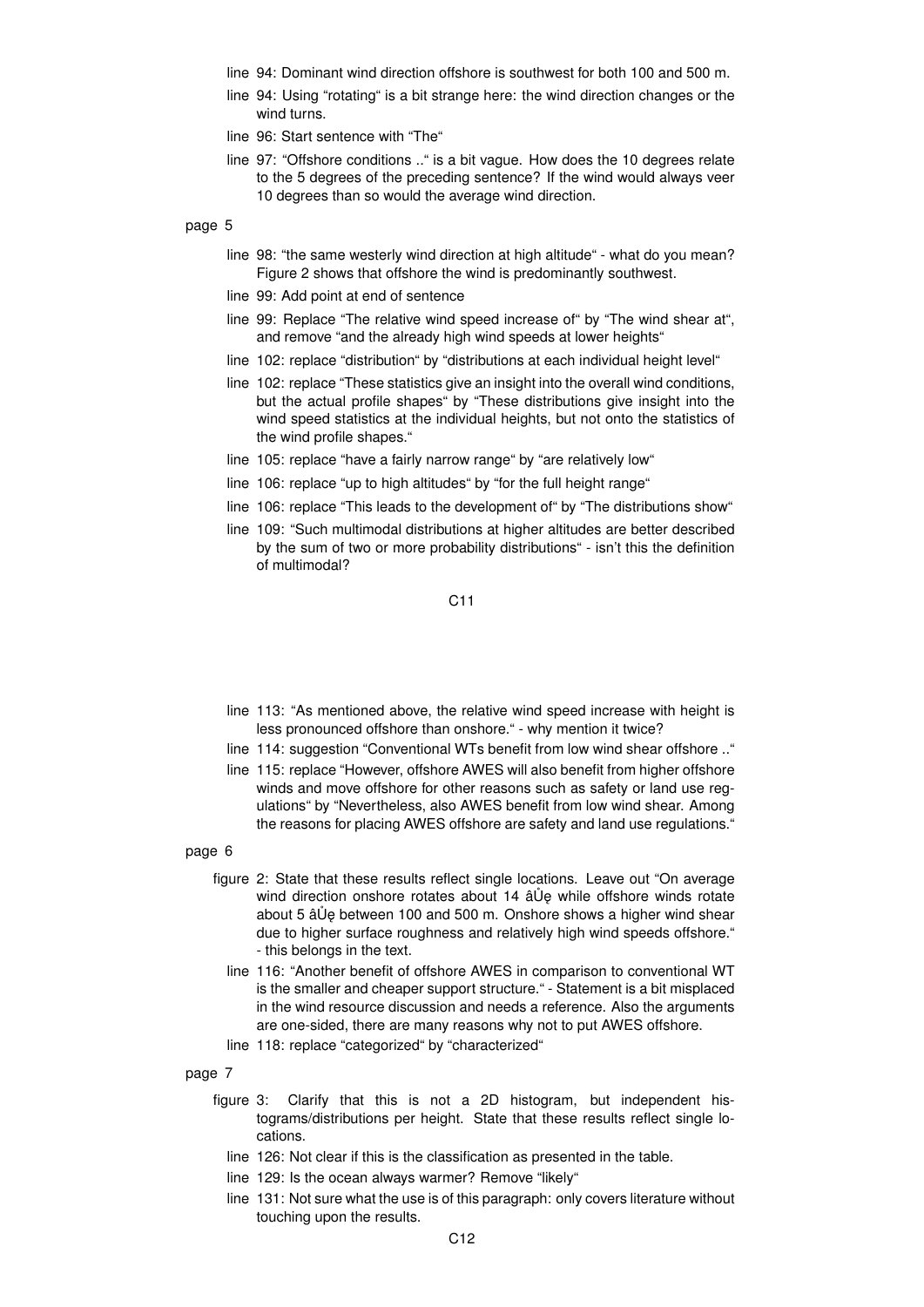- line 94: Dominant wind direction offshore is southwest for both 100 and 500 m.
- line 94: Using "rotating" is a bit strange here: the wind direction changes or the wind turns.
- line 96: Start sentence with "The"
- line 97: "Offshore conditions .." is a bit vague. How does the 10 degrees relate to the 5 degrees of the preceding sentence? If the wind would always veer 10 degrees than so would the average wind direction.

page 5

- line 98: "the same westerly wind direction at high altitude" - what do you mean? Figure 2 shows that offshore the wind is predominantly southwest.
- line 99: Add point at end of sentence
- line 99: Replace "The relative wind speed increase of" by "The wind shear at", and remove "and the already high wind speeds at lower heights"
- line 102: replace "distribution" by "distributions at each individual height level"
- line 102: replace "These statistics give an insight into the overall wind conditions, but the actual profile shapes" by "These distributions give insight into the wind speed statistics at the individual heights, but not onto the statistics of the wind profile shapes."
- line 105: replace "have a fairly narrow range" by "are relatively low"
- line 106: replace "up to high altitudes" by "for the full height range"
- line 106: replace "This leads to the development of" by "The distributions show"
- line 109: "Such multimodal distributions at higher altitudes are better described by the sum of two or more probability distributions" - isn't this the definition of multimodal?

- line 113: "As mentioned above, the relative wind speed increase with height is less pronounced offshore than onshore." - why mention it twice?
- line 114: suggestion "Conventional WTs benefit from low wind shear offshore .."
- line 115: replace "However, offshore AWES will also benefit from higher offshore winds and move offshore for other reasons such as safety or land use regulations" by "Nevertheless, also AWES benefit from low wind shear. Among the reasons for placing AWES offshore are safety and land use regulations."

page 6

- figure 2: State that these results reflect single locations. Leave out "On average wind direction onshore rotates about 14 âŮę while offshore winds rotate about 5 âŮę between 100 and 500 m. Onshore shows a higher wind shear due to higher surface roughness and relatively high wind speeds offshore." - this belongs in the text.
- line 116: "Another benefit of offshore AWES in comparison to conventional WT is the smaller and cheaper support structure." - Statement is a bit misplaced in the wind resource discussion and needs a reference. Also the arguments are one-sided, there are many reasons why not to put AWES offshore.
- line 118: replace "categorized" by "characterized"

page 7

- figure 3: Clarify that this is not a 2D histogram, but independent histograms/distributions per height. State that these results reflect single locations.
- line 126: Not clear if this is the classification as presented in the table.
- line 129: Is the ocean always warmer? Remove "likely"
- line 131: Not sure what the use is of this paragraph: only covers literature without touching upon the results.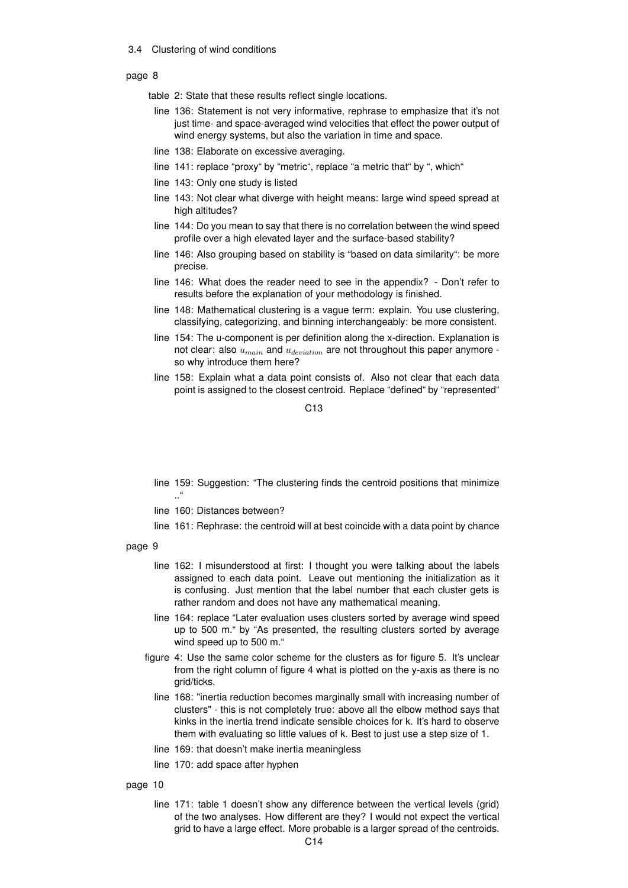3.4 Clustering of wind conditions

page 8

- table 2: State that these results reflect single locations.
- line 136: Statement is not very informative, rephrase to emphasize that it's not just time- and space-averaged wind velocities that effect the power output of wind energy systems, but also the variation in time and space.
- line 138: Elaborate on excessive averaging.
- line 141: replace "proxy" by "metric", replace "a metric that" by ", which"
- line 143: Only one study is listed
- line 143: Not clear what diverge with height means: large wind speed spread at high altitudes?
- line 144: Do you mean to say that there is no correlation between the wind speed profile over a high elevated layer and the surface-based stability?
- line 146: Also grouping based on stability is "based on data similarity": be more precise.
- line 146: What does the reader need to see in the appendix? - Don't refer to results before the explanation of your methodology is finished.
- line 148: Mathematical clustering is a vague term: explain. You use clustering, classifying, categorizing, and binning interchangeably: be more consistent.
- line 154: The u-component is per definition along the x-direction. Explanation is not clear: also $u_{main}$ and $u_{deviation}$ are not throughout this paper anymore - so why introduce them here?
- line 158: Explain what a data point consists of. Also not clear that each data point is assigned to the closest centroid. Replace "defined" by "represented"
- line 159: Suggestion: "The clustering finds the centroid positions that minimize .."
- line 160: Distances between?
- line 161: Rephrase: the centroid will at best coincide with a data point by chance

page 9

- line 162: I misunderstood at first: I thought you were talking about the labels assigned to each data point. Leave out mentioning the initialization as it is confusing. Just mention that the label number that each cluster gets is rather random and does not have any mathematical meaning.
- line 164: replace "Later evaluation uses clusters sorted by average wind speed up to 500 m." by "As presented, the resulting clusters sorted by average wind speed up to 500 m."
- figure 4: Use the same color scheme for the clusters as for figure 5. It's unclear from the right column of figure 4 what is plotted on the y-axis as there is no grid/ticks.
- line 168: "inertia reduction becomes marginally small with increasing number of clusters" - this is not completely true: above all the elbow method says that kinks in the inertia trend indicate sensible choices for k. It's hard to observe them with evaluating so little values of k. Best to just use a step size of 1.
- line 169: that doesn't make inertia meaningless
- line 170: add space after hyphen

page 10

- line 171: table 1 doesn't show any difference between the vertical levels (grid) of the two analyses. How different are they? I would not expect the vertical grid to have a large effect. More probable is a larger spread of the centroids.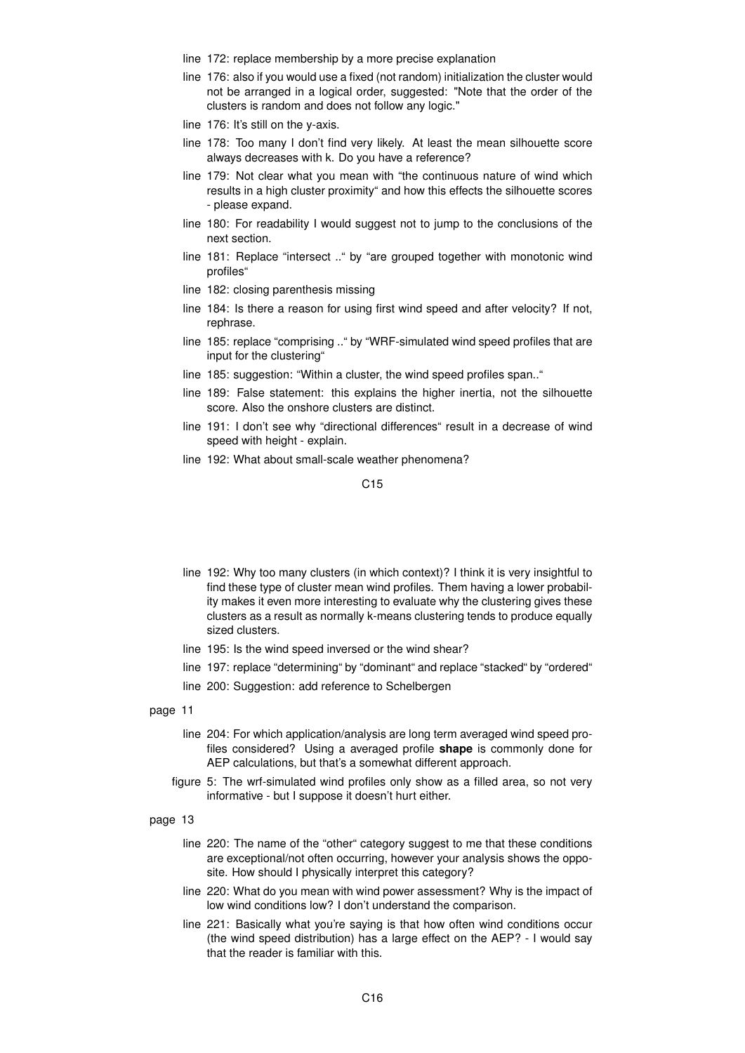- line 172: replace membership by a more precise explanation
- line 176: also if you would use a fixed (not random) initialization the cluster would not be arranged in a logical order, suggested: "Note that the order of the clusters is random and does not follow any logic."
- line 176: It's still on the y-axis.
- line 178: Too many I don't find very likely. At least the mean silhouette score always decreases with k. Do you have a reference?
- line 179: Not clear what you mean with "the continuous nature of wind which results in a high cluster proximity" and how this effects the silhouette scores - please expand.
- line 180: For readability I would suggest not to jump to the conclusions of the next section.
- line 181: Replace "intersect .." by "are grouped together with monotonic wind profiles"
- line 182: closing parenthesis missing
- line 184: Is there a reason for using first wind speed and after velocity? If not, rephrase.
- line 185: replace "comprising .." by "WRF-simulated wind speed profiles that are input for the clustering"
- line 185: suggestion: "Within a cluster, the wind speed profiles span.."
- line 189: False statement: this explains the higher inertia, not the silhouette score. Also the onshore clusters are distinct.
- line 191: I don't see why "directional differences" result in a decrease of wind speed with height - explain.
- line 192: What about small-scale weather phenomena?

- line 192: Why too many clusters (in which context)? I think it is very insightful to find these type of cluster mean wind profiles. Them having a lower probability makes it even more interesting to evaluate why the clustering gives these clusters as a result as normally k-means clustering tends to produce equally sized clusters.
- line 195: Is the wind speed inversed or the wind shear?
- line 197: replace "determining" by "dominant" and replace "stacked" by "ordered"
- line 200: Suggestion: add reference to Schelbergen

page 11

- line 204: For which application/analysis are long term averaged wind speed profiles considered? Using a averaged profile **shape** is commonly done for AEP calculations, but that's a somewhat different approach.
- figure 5: The wrf-simulated wind profiles only show as a filled area, so not very informative - but I suppose it doesn't hurt either.

page 13

- line 220: The name of the "other" category suggest to me that these conditions are exceptional/not often occurring, however your analysis shows the opposite. How should I physically interpret this category?
- line 220: What do you mean with wind power assessment? Why is the impact of low wind conditions low? I don't understand the comparison.
- line 221: Basically what you're saying is that how often wind conditions occur (the wind speed distribution) has a large effect on the AEP? - I would say that the reader is familiar with this.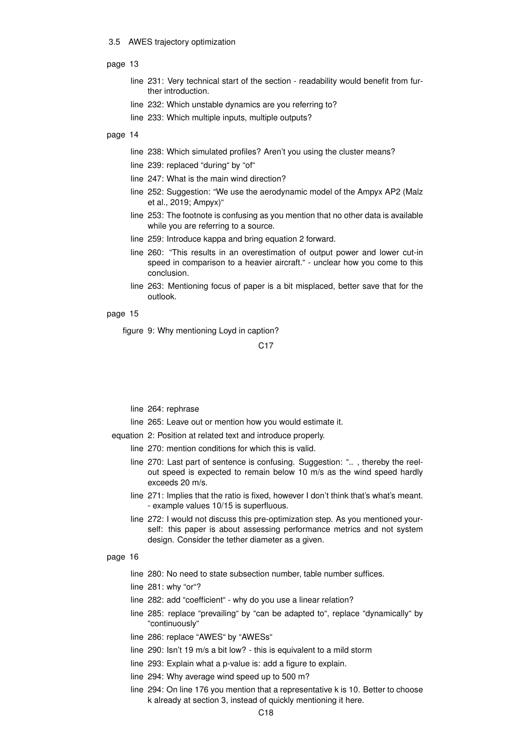3.5 AWES trajectory optimization

page 13

- line 231: Very technical start of the section - readability would benefit from further introduction.
- line 232: Which unstable dynamics are you referring to?
- line 233: Which multiple inputs, multiple outputs?

page 14

- line 238: Which simulated profiles? Aren't you using the cluster means?
- line 239: replaced "during" by "of"
- line 247: What is the main wind direction?
- line 252: Suggestion: "We use the aerodynamic model of the Ampyx AP2 (Malz et al., 2019; Ampyx)"
- line 253: The footnote is confusing as you mention that no other data is available while you are referring to a source.
- line 259: Introduce kappa and bring equation 2 forward.
- line 260: "This results in an overestimation of output power and lower cut-in speed in comparison to a heavier aircraft." - unclear how you come to this conclusion.
- line 263: Mentioning focus of paper is a bit misplaced, better save that for the outlook.

page 15

- figure 9: Why mentioning Loyd in caption?

- line 264: rephrase
- line 265: Leave out or mention how you would estimate it.
- equation 2: Position at related text and introduce properly.
- line 270: mention conditions for which this is valid.
- line 270: Last part of sentence is confusing. Suggestion: ".. , thereby the reel-out speed is expected to remain below 10 m/s as the wind speed hardly exceeds 20 m/s.
- line 271: Implies that the ratio is fixed, however I don't think that's what's meant. - example values 10/15 is superfluous.
- line 272: I would not discuss this pre-optimization step. As you mentioned yourself: this paper is about assessing performance metrics and not system design. Consider the tether diameter as a given.

page 16

- line 280: No need to state subsection number, table number suffices.
- line 281: why "or"?
- line 282: add "coefficient" - why do you use a linear relation?
- line 285: replace "prevailing" by "can be adapted to", replace "dynamically" by "continuously"
- line 286: replace "AWES" by "AWESs"
- line 290: Isn't 19 m/s a bit low? - this is equivalent to a mild storm
- line 293: Explain what a p-value is: add a figure to explain.
- line 294: Why average wind speed up to 500 m?
- line 294: On line 176 you mention that a representative k is 10. Better to choose k already at section 3, instead of quickly mentioning it here.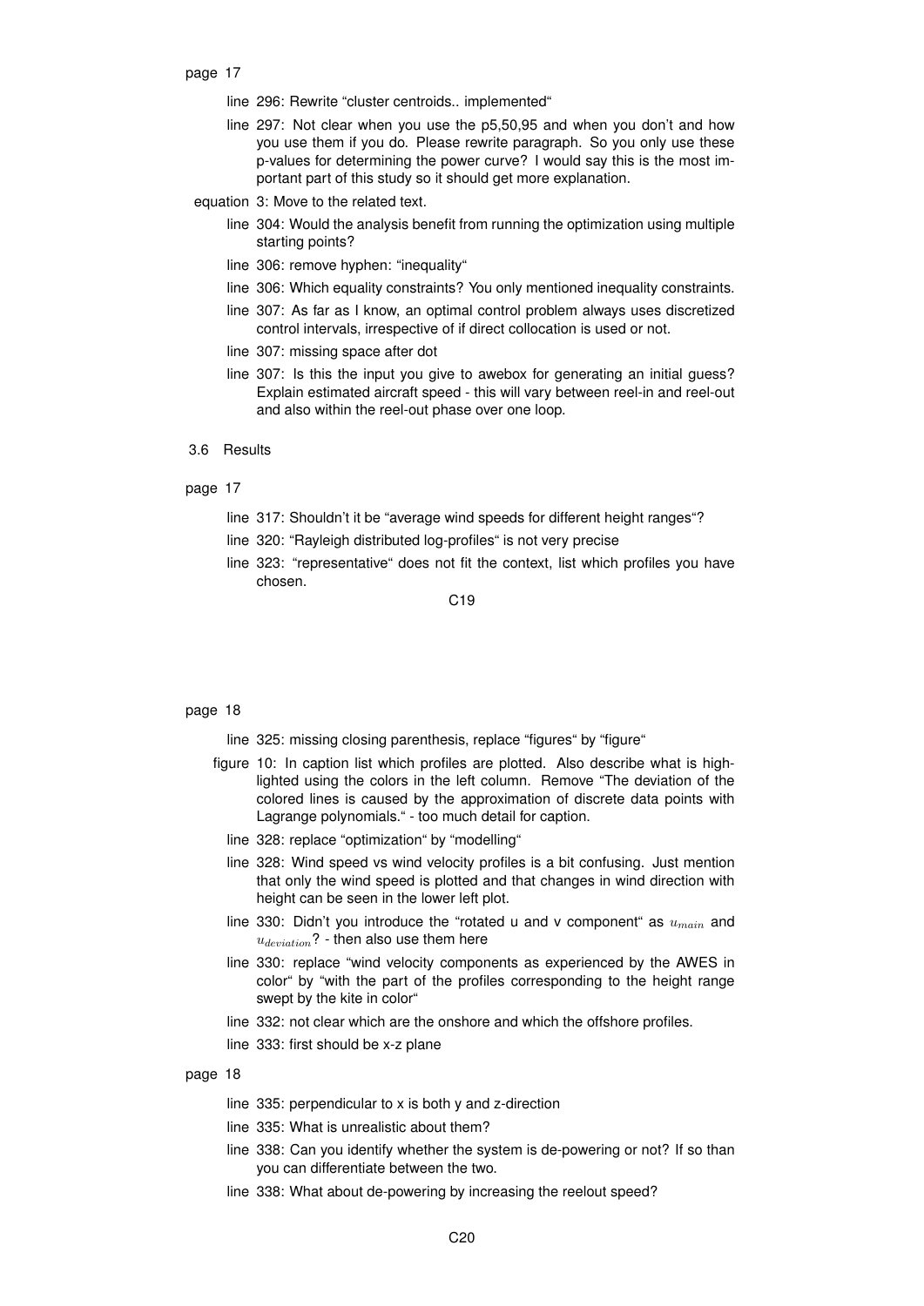page 17

- line 296: Rewrite "cluster centroids.. implemented"
- line 297: Not clear when you use the p5,50,95 and when you don't and how you use them if you do. Please rewrite paragraph. So you only use these p-values for determining the power curve? I would say this is the most important part of this study so it should get more explanation.
- equation 3: Move to the related text.
- line 304: Would the analysis benefit from running the optimization using multiple starting points?
- line 306: remove hyphen: "inequality"
- line 306: Which equality constraints? You only mentioned inequality constraints.
- line 307: As far as I know, an optimal control problem always uses discretized control intervals, irrespective of if direct collocation is used or not.
- line 307: missing space after dot
- line 307: Is this the input you give to awebox for generating an initial guess? Explain estimated aircraft speed - this will vary between reel-in and reel-out and also within the reel-out phase over one loop.

3.6 Results

page 17

- line 317: Shouldn't it be "average wind speeds for different height ranges"?
- line 320: "Rayleigh distributed log-profiles" is not very precise
- line 323: "representative" does not fit the context, list which profiles you have chosen.

page 18

- line 325: missing closing parenthesis, replace "figures" by "figure"
- figure 10: In caption list which profiles are plotted. Also describe what is highlighted using the colors in the left column. Remove "The deviation of the colored lines is caused by the approximation of discrete data points with Lagrange polynomials." - too much detail for caption.
- line 328: replace "optimization" by "modelling"
- line 328: Wind speed vs wind velocity profiles is a bit confusing. Just mention that only the wind speed is plotted and that changes in wind direction with height can be seen in the lower left plot.
- line 330: Didn't you introduce the "rotated u and v component" as $u_{main}$ and $u_{deviation}$? - then also use them here
- line 330: replace "wind velocity components as experienced by the AWES in color" by "with the part of the profiles corresponding to the height range swept by the kite in color"
- line 332: not clear which are the onshore and which the offshore profiles.
- line 333: first should be x-z plane

page 18

- line 335: perpendicular to x is both y and z-direction
- line 335: What is unrealistic about them?
- line 338: Can you identify whether the system is de-powering or not? If so than you can differentiate between the two.
- line 338: What about de-powering by increasing the reelout speed?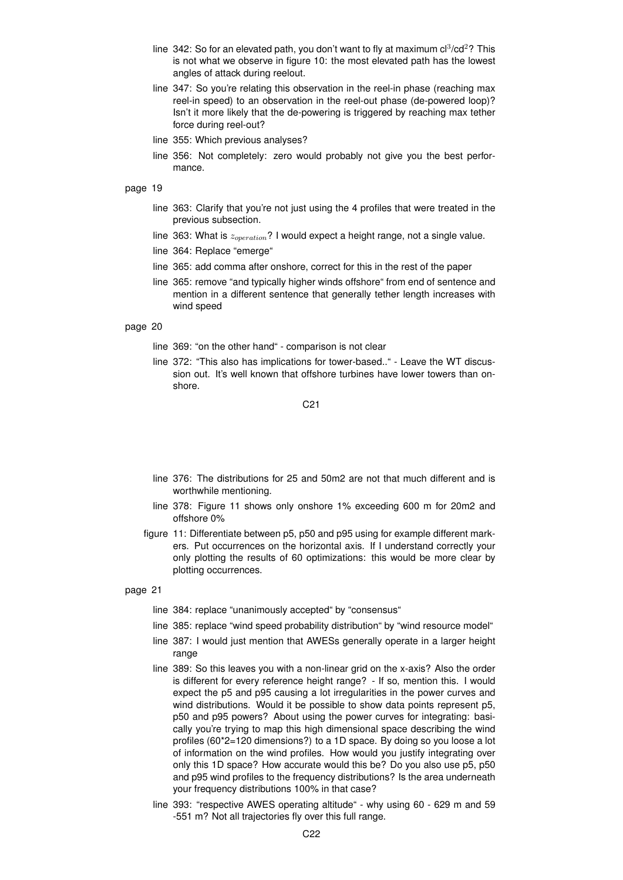- line 342: So for an elevated path, you don't want to fly at maximum $cl^3/cd^2$? This is not what we observe in figure 10: the most elevated path has the lowest angles of attack during reelout.
- line 347: So you're relating this observation in the reel-in phase (reaching max reel-in speed) to an observation in the reel-out phase (de-powered loop)? Isn't it more likely that the de-powering is triggered by reaching max tether force during reel-out?
- line 355: Which previous analyses?
- line 356: Not completely: zero would probably not give you the best performance.

page 19

- line 363: Clarify that you're not just using the 4 profiles that were treated in the previous subsection.
- line 363: What is $z_{operation}$? I would expect a height range, not a single value.
- line 364: Replace "emerge"
- line 365: add comma after onshore, correct for this in the rest of the paper
- line 365: remove "and typically higher winds offshore" from end of sentence and mention in a different sentence that generally tether length increases with wind speed

page 20

- line 369: "on the other hand" - comparison is not clear
- line 372: "This also has implications for tower-based.." - Leave the WT discussion out. It's well known that offshore turbines have lower towers than onshore.

- line 376: The distributions for 25 and 50m2 are not that much different and is worthwhile mentioning.
- line 378: Figure 11 shows only onshore 1% exceeding 600 m for 20m2 and offshore 0%
- figure 11: Differentiate between p5, p50 and p95 using for example different markers. Put occurrences on the horizontal axis. If I understand correctly your only plotting the results of 60 optimizations: this would be more clear by plotting occurrences.

page 21

- line 384: replace "unanimously accepted" by "consensus"
- line 385: replace "wind speed probability distribution" by "wind resource model"
- line 387: I would just mention that AWESs generally operate in a larger height range
- line 389: So this leaves you with a non-linear grid on the x-axis? Also the order is different for every reference height range? - If so, mention this. I would expect the p5 and p95 causing a lot irregularities in the power curves and wind distributions. Would it be possible to show data points represent p5, p50 and p95 powers? About using the power curves for integrating: basically you're trying to map this high dimensional space describing the wind profiles (60*2=120 dimensions?) to a 1D space. By doing so you loose a lot of information on the wind profiles. How would you justify integrating over only this 1D space? How accurate would this be? Do you also use p5, p50 and p95 wind profiles to the frequency distributions? Is the area underneath your frequency distributions 100% in that case?
- line 393: "respective AWES operating altitude" - why using 60 - 629 m and 59 -551 m? Not all trajectories fly over this full range.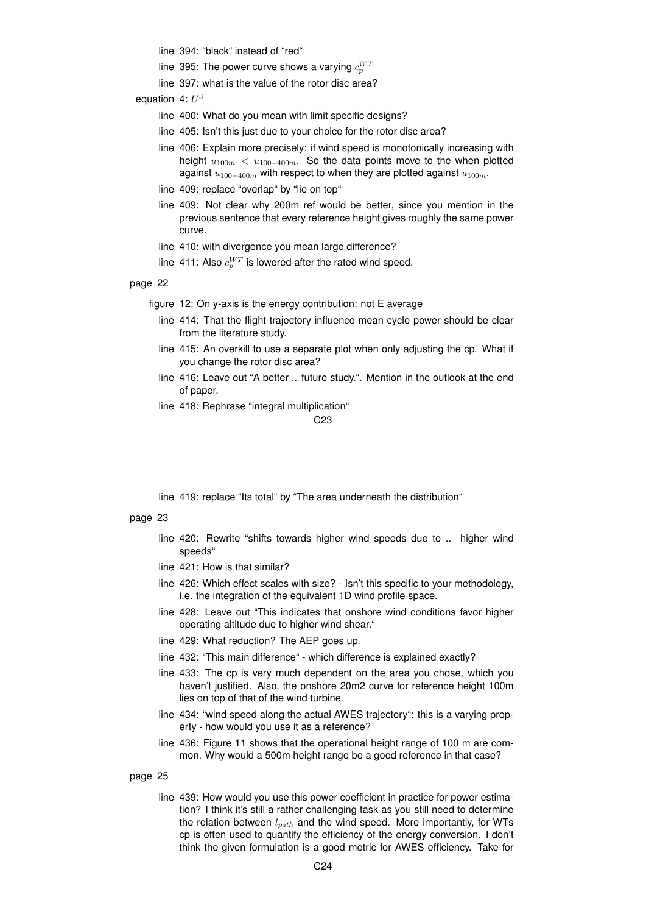- line 394: "black" instead of "red"
- line 395: The power curve shows a varying $c_p^{WT}$
- line 397: what is the value of the rotor disc area?

equation 4: $U^3$

- line 400: What do you mean with limit specific designs?
- line 405: Isn't this just due to your choice for the rotor disc area?
- line 406: Explain more precisely: if wind speed is monotonically increasing with height $u_{100m} < u_{100-400m}$. So the data points move to the when plotted against $u_{100-400m}$ with respect to when they are plotted against $u_{100m}$.
- line 409: replace "overlap" by "lie on top"
- line 409: Not clear why 200m ref would be better, since you mention in the previous sentence that every reference height gives roughly the same power curve.
- line 410: with divergence you mean large difference?
- line 411: Also $c_p^{WT}$ is lowered after the rated wind speed.

page 22

- figure 12: On y-axis is the energy contribution: not E average
- line 414: That the flight trajectory influence mean cycle power should be clear from the literature study.
- line 415: An overkill to use a separate plot when only adjusting the cp. What if you change the rotor disc area?
- line 416: Leave out "A better .. future study.". Mention in the outlook at the end of paper.
- line 418: Rephrase "integral multiplication"
- line 419: replace "Its total" by "The area underneath the distribution"

page 23

- line 420: Rewrite "shifts towards higher wind speeds due to .. higher wind speeds"
- line 421: How is that similar?
- line 426: Which effect scales with size? - Isn't this specific to your methodology, i.e. the integration of the equivalent 1D wind profile space.
- line 428: Leave out "This indicates that onshore wind conditions favor higher operating altitude due to higher wind shear."
- line 429: What reduction? The AEP goes up.
- line 432: "This main difference" - which difference is explained exactly?
- line 433: The cp is very much dependent on the area you chose, which you haven't justified. Also, the onshore 20m2 curve for reference height 100m lies on top of that of the wind turbine.
- line 434: "wind speed along the actual AWES trajectory": this is a varying property - how would you use it as a reference?
- line 436: Figure 11 shows that the operational height range of 100 m are common. Why would a 500m height range be a good reference in that case?

page 25

- line 439: How would you use this power coefficient in practice for power estimation? I think it's still a rather challenging task as you still need to determine the relation between $l_{path}$ and the wind speed. More importantly, for WTs cp is often used to quantify the efficiency of the energy conversion. I don't think the given formulation is a good metric for AWES efficiency. Take for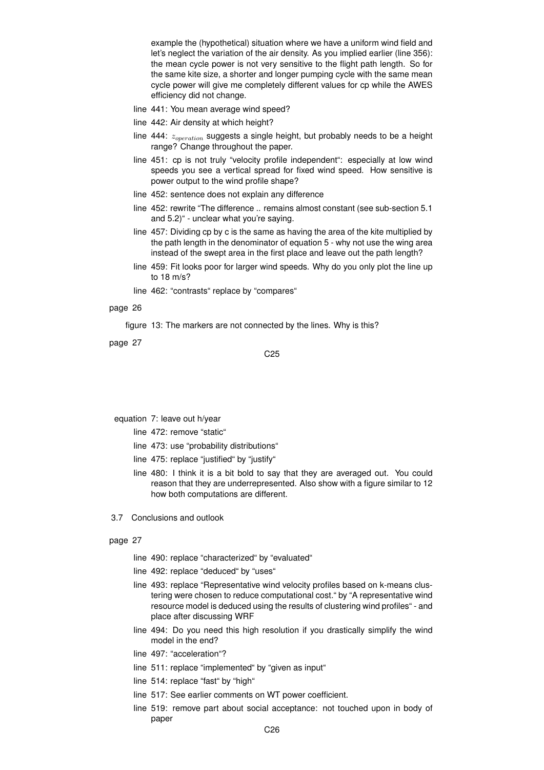example the (hypothetical) situation where we have a uniform wind field and let's neglect the variation of the air density. As you implied earlier (line 356): the mean cycle power is not very sensitive to the flight path length. So for the same kite size, a shorter and longer pumping cycle with the same mean cycle power will give me completely different values for cp while the AWES efficiency did not change.

- line 441: You mean average wind speed?
- line 442: Air density at which height?
- line 444: $z_{operation}$ suggests a single height, but probably needs to be a height range? Change throughout the paper.
- line 451: cp is not truly "velocity profile independent": especially at low wind speeds you see a vertical spread for fixed wind speed. How sensitive is power output to the wind profile shape?
- line 452: sentence does not explain any difference
- line 452: rewrite "The difference .. remains almost constant (see sub-section 5.1 and 5.2)" - unclear what you're saying.
- line 457: Dividing cp by c is the same as having the area of the kite multiplied by the path length in the denominator of equation 5 - why not use the wing area instead of the swept area in the first place and leave out the path length?
- line 459: Fit looks poor for larger wind speeds. Why do you only plot the line up to 18 m/s?
- line 462: "contrasts" replace by "compares"

page 26

- figure 13: The markers are not connected by the lines. Why is this?

page 27

- equation 7: leave out h/year
- line 472: remove "static"
- line 473: use "probability distributions"
- line 475: replace "justified" by "justify"
- line 480: I think it is a bit bold to say that they are averaged out. You could reason that they are underrepresented. Also show with a figure similar to 12 how both computations are different.

### 3.7 Conclusions and outlook

page 27

- line 490: replace "characterized" by "evaluated"
- line 492: replace "deduced" by "uses"
- line 493: replace "Representative wind velocity profiles based on k-means clustering were chosen to reduce computational cost." by "A representative wind resource model is deduced using the results of clustering wind profiles" - and place after discussing WRF
- line 494: Do you need this high resolution if you drastically simplify the wind model in the end?
- line 497: "acceleration"?
- line 511: replace "implemented" by "given as input"
- line 514: replace "fast" by "high"
- line 517: See earlier comments on WT power coefficient.
- line 519: remove part about social acceptance: not touched upon in body of paper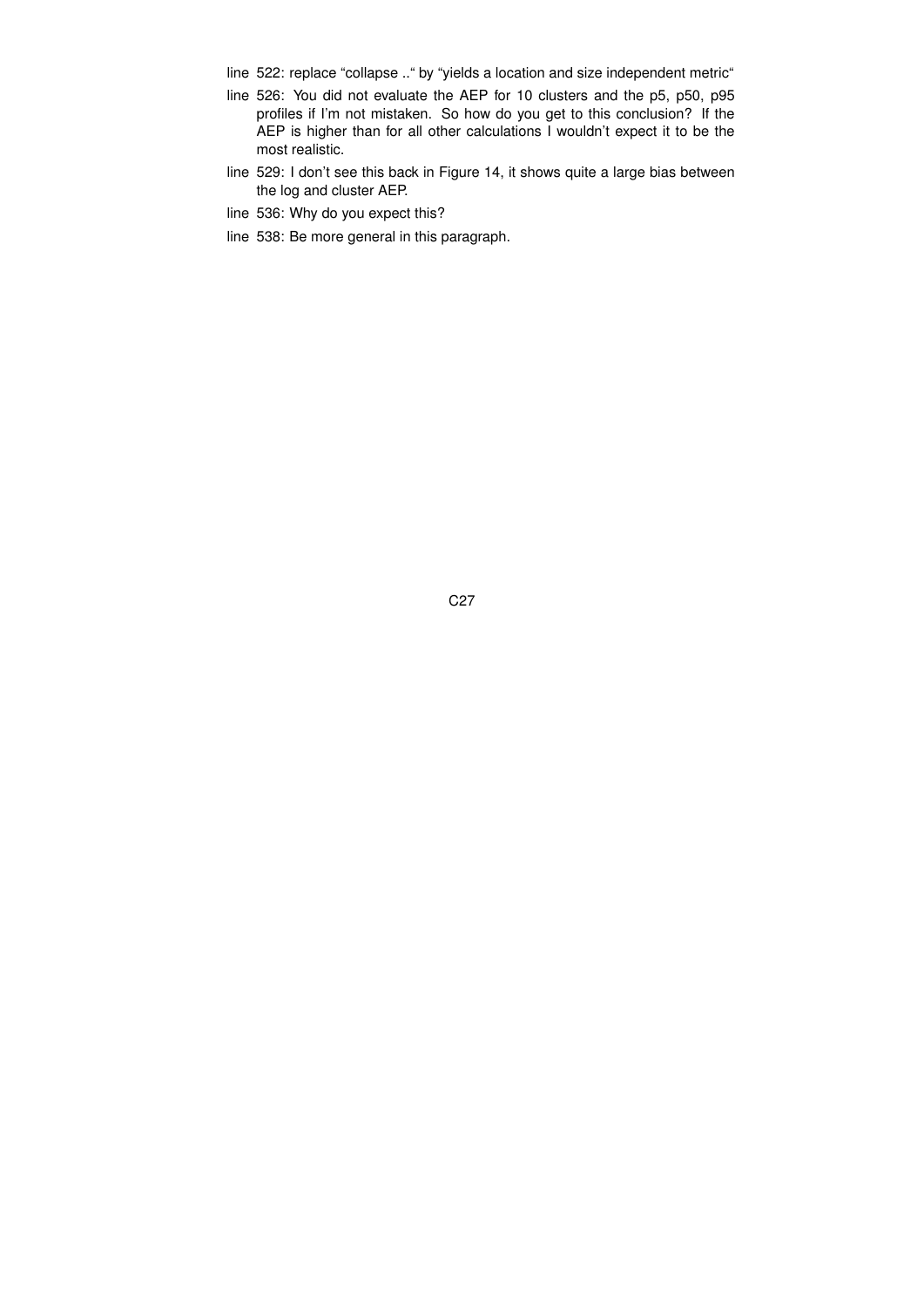- line 522: replace "collapse .." by "yields a location and size independent metric"
- line 526: You did not evaluate the AEP for 10 clusters and the p5, p50, p95 profiles if I'm not mistaken. So how do you get to this conclusion? If the AEP is higher than for all other calculations I wouldn't expect it to be the most realistic.
- line 529: I don't see this back in Figure 14, it shows quite a large bias between the log and cluster AEP.
- line 536: Why do you expect this?
- line 538: Be more general in this paragraph.